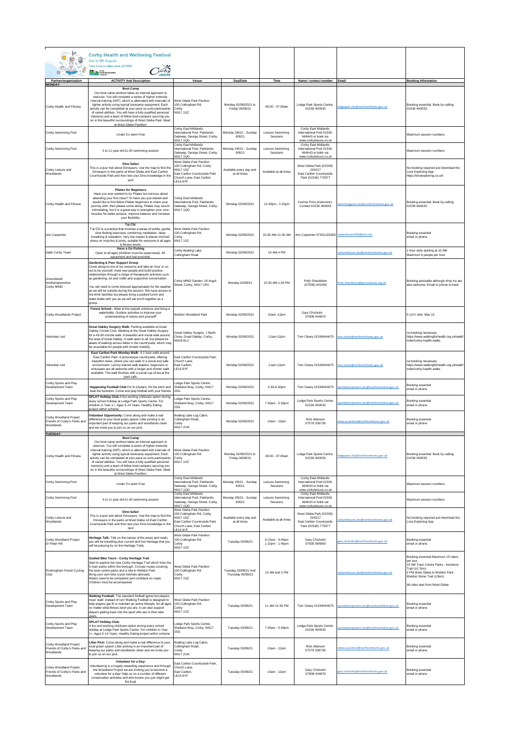# Corby Health and Wellbeing Festival

2nd to 8th August

Take time to take care of YOU

| Partner/organisation | ACTIVITY And Description | Venue | Day/Date | Time | Name / contact number | Email | Booking Information |
|---|---|---|---|---|---|---|---|
| **MONDAY** | | | | | | | |
| Corby Health and Fitness | **Boot Camp** Our boot camp workout takes an interval approach to exercise. You will complete a series of higher-intensity interval training (HIIT), which is alternated with intervals of lighter activity using typical bootcamp equipment. Each activity can be completed at your pace so suits participants of varied abilities. You will have a fully qualified personal trainer(s) and a team of fellow boot-campers spurring you on in the beautiful surroundings of West Glebe Park. Meet at West Glebe Pavilion. | West Glebe Park Pavilion 100 Cottingham Rd Corby NN17 1SZ | Monday 02/08/2021 to Friday 06/08/21 | 06:00 - 07:00am | Lodge Park Sports Centre. 01536 400033 | lodgepark.cbc@northnorthants.gov.uk | Booking essential. Book by calling 01536 400033. |
| Corby Swimming Pool | Under 5's swim Free | Corby East Midlands International Pool, Parklands Gateway, George Street, Corby, NN17 1QG | Monday 2/8/21 - Sunday 8/8/21 | Leisure Swimming Sessions | Corby East Midlands International Pool 01536 464643 or book via www.corbyleisure.co.uk | | Maximum session numbers |
| Corby Swimming Pool | 5 to 11 year old £1.00 swimming session | Corby East Midlands International Pool, Parklands Gateway, George Street, Corby, NN17 1QG | Monday 2/8/21 - Sunday 8/8/21 | Leisure Swimming Sessions | Corby East Midlands International Pool 01536 464643 or book via www.corbyleisure.co.uk | | Maximum session numbers |
| Corby Leisure and Woodlands | **Dino Safari** This is a quiz trail about Dinosaurs. Use the map to find the Dinosaurs in the parks at West Glebe and East Carlton Countryside Park and then test your Dino knowledge in the quiz | West Glebe Park Pavilion 100 Cottingham Rd, Corby NN17 1SZ East Carlton Countryside Park Church Lane, East Carlton LE16 8YF | Available every day and at all times | Available at all times | West Glebe Park (01536) 204217 East Carlton Countryside Park (01536) 770977 | | No booking required just download the Love Exploring App: https://loveexploring.co.uk/ |
| Corby Health and Fitness | **Pilates for Beginners** Have you ever wanted to try Pilates but nervous about attending your first class? Or have you just started and would like to find fellow Pilates beginners to share your journey with, then please come along. Pilates may sound intimidating, but it is a great way to strengthen your core muscles for better posture, improve balance and increase your flexibility. | Corby East Midlands International Pool, Parklands Gateway, George Street, Corby, NN17 1QG | Monday 02/08/2021 | 12:30pm - 1:15pm | Yvonne Price (Instructor). Contact 01536 464643 | swimmingpool.cbc@northnorthants.gov.uk | Booking essential. Book by calling 01536 464643. |
| Ann Carpenter | **Tai Chi** T'ai Chi is a practice that involves a series of subtle, gentle, slow flowing exercises, combining meditation, deep breathing & relaxation. Very low impact & places minimal stress on muscles & joints, suitable for everyone & all ages & fitness levels. | West Glebe Park Pavilion 100 Cottingham Rd Corby NN17 1SZ | Monday 02/08/2021 | 10:30 AM-11:30 AM | Ann Carpenter 07931193350 | carpenterann356@aol.com | Booking essential email or phone |
| Safer Corby Team | **Have a Go Fishing** Open to all ages (children must be supervised). All equipment and bait provided. | Corby Boating Lake Cottingham Road | Monday 02/08/2021 | 10 AM-4 PM | | cultureleisure.cbc@northnorthants.gov.uk | 1 hour slots starting at 10 AM Maximum 6 people per hour |
| Groundwork Northamptonshire Corby MIND | **Gardening & Peer Support Group** Come along to one of our sessions and take an hour or so out to be yourself, meet new people and build positive relationships through a range of therapeutic activities such as gardening, art and crafts and supportive conversation. You will need to come dressed appropriately for the weather as we will be outside during the session. We have access to hot drink facilities but please bring a packed lunch and water bottle with you as we will eat lunch together as a group. | Corby MIND Garden, 18 Argyll Street, Corby, NN17 1RU | Monday 02/08/21 | 10:30 AM-1:30 PM | Polly Shackleton (07936) 941056 | Polly.Shackleton@groundwork.org.uk | Booking advisable although drop ins are also welcome. Email or phone to book |
| Corby Woodlands Project | **Forest School -** Meet at the carpark entrance and bring a waterbottle. Outdoor activities to improve your understanding of nature and yourself! | Weldon Woodland Park | Monday 02/08/2021 | 10am -12pm | Gary Chisholm 07908 444870 | | 5-12Yr olds. Max 15 |
| Volunteer Led | **Great Oakley Surgery Walk**- Parking available at Great Oakley Cricket Club. Meeting at the Great Oakley Surgery for a 45-60 minute walk. A beautiful and social walk around the area of Great Oakley. A walk open to all, but please be aware of walking across fields in the countryside, which may be unsuitable for people with limited mobility. | Great Oakley Surgery, 1 Barth Close, Great Oakley, Corby, NN18 8LU | Monday 02/08/2021 | 11am-12pm | Tom Cleary 01536464675 | tom.cleary@northnorthants.gov.uk | no booking necessary https://www.walkingforhealth.org.uk/walkfinder/corby-health-walks |
| Volunteer Led | **East Carlton Park Monday Walk**- A 1 hour walk around East Carlton Park. A picturesque countryside, offering beautiful views, where you can walk in a social and safe environment. Led by trained walk leaders, beginners or entusiasts are all welcome with a longer and shorter walk available. The walk finishes with a social cup of tea at the park cafe. | East Carlton Countryside Park, Church Lane, East Carlton, LE16 8YF | Monday 02/08/2021 | 11am-12pm | Tom Cleary 01536464675 | tom.cleary@northnorthants.gov.uk | no booking necessary https://www.walkingforhealth.org.uk/walkfinder/corby-health-walks |
| Corby Sports and Play Development Team | **Happening Football Club** For 8-14years, Hit the pitch and beat the boredom. Come and play football with your friends. | Lodge Park Sports Centre, Shetland Way, Corby, NN17 2SG | Monday 02/08/2021 | 5.30-6.30pm | Tom Cleary 01536464675 | sportdelevopment.cbc@northnorthants.gov.uk | Booking essential email or phone |
| Corby Sports and Play Development Team | **SPLAT Holiday Club** A fun exciting childcare option during every school holiday at Lodge Park Sports Centre. For children in Year 1+, Ages 5-14 Years. Healthy Eating project within scheme | Lodge Park Sports Centre, Shetland Way, Corby, NN17 2SG | Monday 02/08/2021 | 7.45am - 5.30pm | Lodge Park Sports Centre 01536 400033 | sportdelevopment.cbc@northnorthants.gov.uk | Booking essential email or phone |
| Corby Woodland Project Friends of Corby's Parks and Woodlands | **Volunteer Opportunity:** Come along and make a real difference to your local green space! Litter picking is an important part of keeping our parks and woodlands clean and we invite you to join us on our pick. | Boating Lake Log Cabin, Cottingham Road, Corby NN17 2UN | Monday 02/08/2021 | 10am - 12pm | Rick Allanson 07578 338739 | rebecca.jenkins@northnorthants.gov.uk | Booking essential email or phone |
| **TUESDAY** | | | | | | | |
| Corby Health and Fitness | **Boot Camp** Our boot camp workout takes an interval approach to exercise. You will complete a series of higher-intensity interval training (HIIT), which is alternated with intervals of lighter activity using typical bootcamp equipment. Each activity can be completed at your pace so suits participants of varied abilities. You will have a fully qualified personal trainer(s) and a team of fellow boot-campers spurring you on in the beautiful surroundings of West Glebe Park. Meet at West Glebe Pavilion. | West Glebe Park Pavilion 100 Cottingham Rd Corby NN17 1SZ | Monday 02/08/2021 to Friday 06/08/21 | 06:00 - 07:00am | Lodge Park Sports Centre. 01536 400033 | lodgepark.cbc@northnorthants.gov.uk | Booking essential. Book by calling 01536 400033. |
| Corby Swimming Pool | Under 5's swim Free | Corby East Midlands International Pool, Parklands Gateway, George Street, Corby, NN17 1QG | Monday 2/8/21 - Sunday 8/8/21 | Leisure Swimming Sessions | Corby East Midlands International Pool 01536 464643 or book via www.corbyleisure.co.uk | | Maximum session numbers |
| Corby Swimming Pool | 5 to 11 year old £1.00 swimming session | Corby East Midlands International Pool, Parklands Gateway, George Street, Corby, NN17 1QG | Monday 2/8/21 - Sunday 8/8/21 | Leisure Swimming Sessions | Corby East Midlands International Pool 01536 464643 or book via www.corbyleisure.co.uk | | Maximum session numbers |
| Corby Leisure and Woodlands | **Dino Safari** This is a quiz trail about Dinosaurs. Use the map to find the Dinosaurs in the parks at West Glebe nd East Carlton Countryside Park and then test your Dino knowledge in the quiz | West Glebe Park Pavilion 100 Cottingham Rd, Corby NN17 1SZ East Carlton Countryside Park Church Lane, East Carlton LE16 8YF | Available every day and at all times | Available at all times | West Glebe Park (01536) 204217 East Carlton Countryside Park (01536) 770977 | cultureleisure.cbc@northnorthants.gov.uk | No booking required just download the Love Exploring App |
| Corby Woodland Project Dr Peter Hill | **Heritage Talk:** Talk on the names of the areas and roads you will be travelling plus current and lost Heritage that you will be passing by on the Heritage Trails. | West Glebe Park Pavilion 100 Cottingham Rd Corby NN17 1SZ | Tuesday 03/08/21 | 9.15am - 9.45am 1.15pm - 1.45pm | Gary Chisholm 07935 995850 | gary.chisholm@northnorthants.gov.uk | Booking essential email or phone |
| Rockingham Forest Cycling Club | **Guided Bike Tours - Corby Heritage Trail** Start to explore the new Corby Heritage Trail which links the 5 main parks within the borough. Circular routes covering the town centre parks and a ride to Weldon Park. Bring your own bike (cycle helmets advised). Riders need to be competent and confident on roads. Children must be accompanied | West Glebe Park Pavilion 100 Cottingham Rd Corby NN17 1SZ | Tuesday 03/08/21 And Thursday 05/08/21 | 10 AM and 2 PM | | cultureleisure.cbc@northnorthants.gov.uk | Booking essential.Maximum 15 riders per tour. 10 AM Town Centre Parks - Ironstone Trail (10.7km) 2 PM West Glebe to Weldon Park - Weldon Stone Trail (13km) All rides start from West Glebe |
| Corby Sports and Play Development Team | **Walking Football:** The standard football game but players must 'walk' instead of run! Walking Football is designed to help players get fit or maintain an active lifestyle, for all ages no matter what fitness level you are. It can also support players getting back into the sport who are in their later years. | West Glebe Park Pavilion 100 Cottingham Rd Corby NN17 1SZ | Tuesday 03/08/21 | 11 AM-12:30 PM | Tom Cleary 01536464675 | sportdelevopment.cbc@northnorthants.gov.uk | Booking essential email or phone |
| Corby Sports and Play Development Team | **SPLAT Holiday Club:** A fun and exciting childcare option during every school holiday at Lodge Park Sports Centre. For children in Year 1+. Ages 5-14 Years. Healthy Eating project within scheme | Lodge Park Sports Centre, Shetland Way, Corby, NN17 2SG | Tuesday 03/08/21 | 7.45am - 5.30pm | Lodge Park Sports Centre 01536 400033 | sportdelevopment.cbc@northnorthants.gov.uk | Booking essential email or phone |
| Corby Woodland Project Friends of Corby's Parks and Woodlands | **Litter Pick:** Come along and make a real difference to your local green space! Litter picking is an important part of keeping our parks and woodlands clean and we invite you to join us on our pick. | Boating Lake Log Cabin, Cottingham Road, Corby NN17 2UN | Tuesday 03/08/21 | 10am - 12pm | Rick Allanson 07578 338739 | rebecca.jenkins@northnorthants.gov.uk | Booking essential email or phone |
| Corby Woodland Project Friends of Corby's Parks and Woodlands | **Volunteer for a Day:** Volunteering is a hugely rewarding experience and through the Woodland Project we are inviting you to become a volunteer for a day! Help us on a number of different conservation activities and who knows you just might get the bug! | East Carlton Countryside Park, Church Lane, East Carlton, LE16 8YF | Tuesday 03/08/21 | 10am - 12pm | Gary Chisholm 07908 444870 | gary.chisholm@northnorthants.gov.uk | Booking essential email or phone |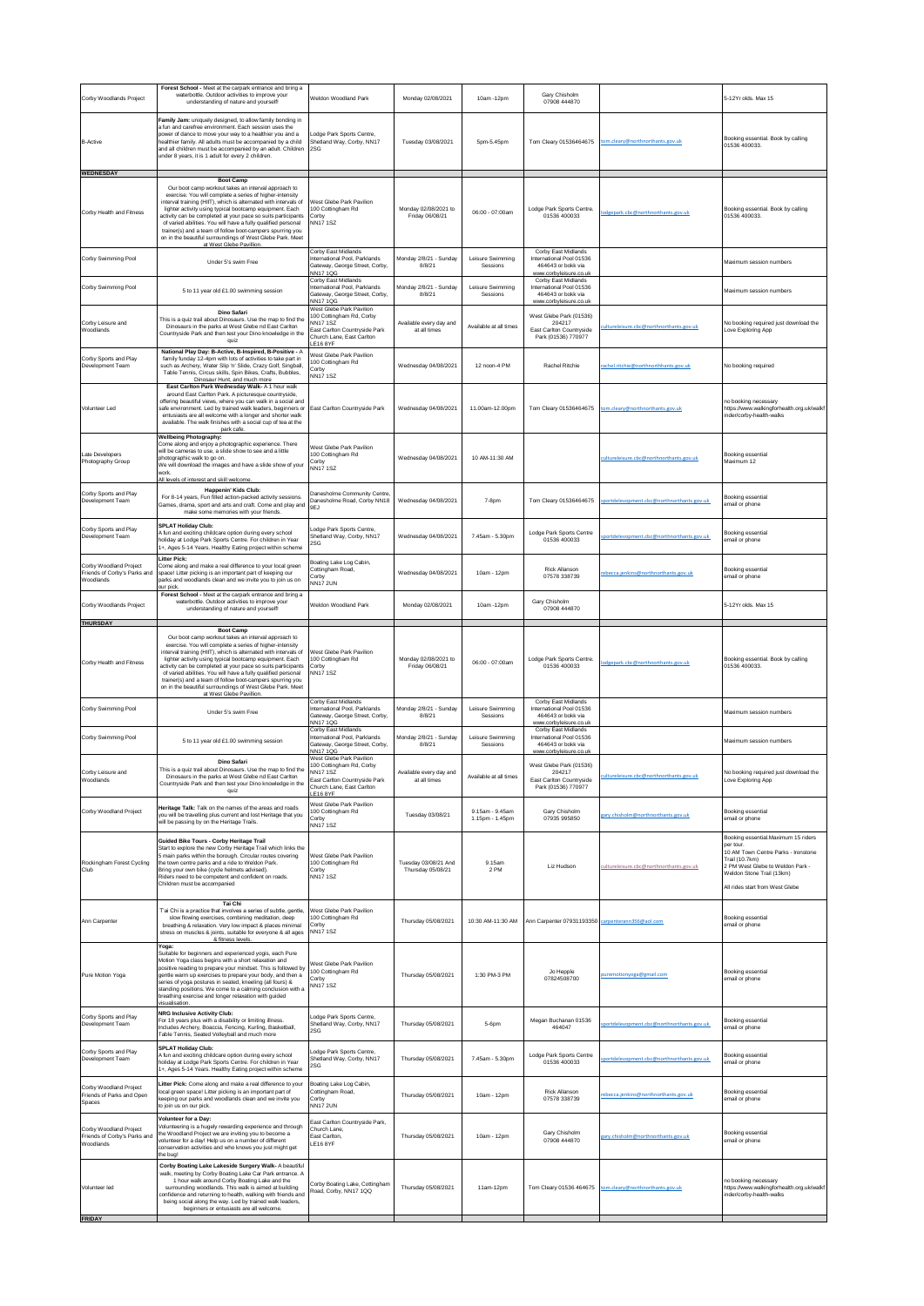| | | | | | | | |
|---|---|---|---|---|---|---|---|
| Corby Woodlands Project | **Forest School** - Meet at the carpark entrance and bring a waterbottle. Outdoor activities to improve your understanding of nature and yourself! | Weldon Woodland Park | Monday 02/08/2021 | 10am -12pm | Gary Chisholm 07908 444870 | | 5-12Yr olds. Max 15 |
| B-Active | **Family Jam:** uniquely designed, to allow family bonding in a fun and carefree environment. Each session uses the power of dance to move your way to a healthier you and a healthier family. All adults must be accompanied by a child and all children must be accompanied by an adult. Children under 8 years, it is 1 adult for every 2 children. | Lodge Park Sports Centre, Shetland Way, Corby, NN17 2SG | Tuesday 03/08/2021 | 5pm-5.45pm | Tom Cleary 01536464675 | tom.cleary@northnorthants.gov.uk | Booking essential. Book by calling 01536 400033. |
| **WEDNESDAY** | | | | | | | |
| Corby Health and Fitness | **Boot Camp** Our boot camp workout takes an interval approach to exercise. You will complete a series of higher-intensity interval training (HIIT), which is alternated with intervals of lighter activity using typical bootcamp equipment. Each activity can be completed at your pace so suits participants of varied abilities. You will have a fully qualified personal trainer(s) and a team of follow boot-campers spurring you on in the beautiful surroundings of West Glebe Park. Meet at West Glebe Pavilion. | West Glebe Park Pavilion 100 Cottingham Rd Corby NN17 1SZ | Monday 02/08/2021 to Friday 06/08/21 | 06:00 - 07:00am | Lodge Park Sports Centre. 01536 400033 | lodgepark.cbc@northnorthants.gov.uk | Booking essential. Book by calling 01536 400033. |
| Corby Swimming Pool | Under 5's swim Free | Corby East Midlands International Pool, Parklands Gateway, George Street, Corby, NN17 1QG | Monday 2/8/21 - Sunday 8/8/21 | Leisure Swimming Sessions | Corby East Midlands International Pool 01536 464643 or book via www.corbyleisure.co.uk | | Maximum session numbers |
| Corby Swimming Pool | 5 to 11 year old £1.00 swimming session | Corby East Midlands International Pool, Parklands Gateway, George Street, Corby, NN17 1QG | Monday 2/8/21 - Sunday 8/8/21 | Leisure Swimming Sessions | Corby East Midlands International Pool 01536 464643 or book via www.corbyleisure.co.uk | | Maximum session numbers |
| Corby Leisure and Woodlands | **Dino Safari** This is a quiz trail about Dinosaurs. Use the map to find the Dinosaurs in the parks at West Glebe nd East Carlton Countryside Park and then test your Dino knowledge in the quiz | West Glebe Park Pavilion 100 Cottingham Rd, Corby NN17 1SZ East Carlton Countryside Park Church Lane, East Carlton LE16 8YF | Available every day and at all times | Available at all times | West Glebe Park (01536) 204217 East Carlton Countryside Park (01536) 770977 | cultureleisure.cbc@northnorthants.gov.uk | No booking required just download the Love Exploring App |
| Corby Sports and Play Development Team | **National Play Day: B-Active, B-Inspired, B-Positive** - A family funday 12-4pm with lots of activities to take part in such as Archery, Water Slip 'n' Slide, Crazy Golf, Singball, Table Tennis, Circus skills, Spin Bikes, Crafts, Bubbles, Dinosaur Hunt, and much more | West Glebe Park Pavilion 100 Cottingham Rd Corby NN17 1SZ | Wednesday 04/08/2021 | 12 noon-4 PM | Rachel Ritchie | rachel.ritchie@northnorthants.gov.uk | No booking required |
| Volunteer Led | **East Carlton Park Wednesday Walk-** A 1 hour walk around East Carlton Park. A picturesque countryside, offering beautiful views, where you can walk in a social and safe environment. Led by trained walk leaders, beginners or entusiasts are all welcome with a longer and shorter walk available. The walk finishes with a social cup of tea at the park cafe. | East Carlton Countryside Park | Wednesday 04/08/2021 | 11.00am-12.00pm | Tom Cleary 01536464675 | tom.cleary@northnorthants.gov.uk | no booking necessary https://www.walkingforhealth.org.uk/walkfinder/corby-health-walks |
| Late Developers Photography Group | **Wellbeing Photography:** Come along and enjoy a photographic experience. There will be cameras to use, a slide show to see and a little photographic walk to go on. We will download the images and have a slide show of your work. All levels of interest and skill welcome. | West Glebe Park Pavilion 100 Cottingham Rd Corby NN17 1SZ | Wednesday 04/08/2021 | 10 AM-11:30 AM | | cultureleisure.cbc@northnorthants.gov.uk | Booking essential Maximum 12 |
| Corby Sports and Play Development Team | **Happenin' Kids Club:** For 8-14 years, Fun filled action-packed activity sessions. Games, drama, sport and arts and craft. Come and play and make some memories with your friends. | Danesholme Community Centre, Danesholme Road, Corby NN18 9EJ | Wednesday 04/08/2021 | 7-8pm | Tom Cleary 01536464675 | sportdevelopment.cbc@northnorthants.gov.uk | Booking essential email or phone |
| Corby Sports and Play Development Team | **SPLAT Holiday Club:** A fun and exciting childcare option during every school holiday at Lodge Park Sports Centre. For children in Year 1+, Ages 5-14 Years. Healthy Eating project within scheme | Lodge Park Sports Centre, Shetland Way, Corby, NN17 2SG | Wednesday 04/08/2021 | 7.45am - 5.30pm | Lodge Park Sports Centre 01536 400033 | sportdevelopment.cbc@northnorthants.gov.uk | Booking essential email or phone |
| Corby Woodland Project Friends of Corby's Parks and Woodlands | **Litter Pick:** Come along and make a real difference to your local green space! Litter picking is an important part of keeping our parks and woodlands clean and we invite you to join us on our pick. | Boating Lake Log Cabin, Cottingham Road, Corby NN17 2UN | Wednesday 04/08/2021 | 10am - 12pm | Rick Allanson 07578 338739 | rebecca.jenkins@northnorthants.gov.uk | Booking essential email or phone |
| Corby Woodlands Project | **Forest School** - Meet at the carpark entrance and bring a waterbottle. Outdoor activities to improve your understanding of nature and yourself! | Weldon Woodland Park | Monday 02/08/2021 | 10am -12pm | Gary Chisholm 07908 444870 | | 5-12Yr olds. Max 15 |
| **THURSDAY** | | | | | | | |
| Corby Health and Fitness | **Boot Camp** Our boot camp workout takes an interval approach to exercise. You will complete a series of higher-intensity interval training (HIIT), which is alternated with intervals of lighter activity using typical bootcamp equipment. Each activity can be completed at your pace so suits participants of varied abilities. You will have a fully qualified personal trainer(s) and a team of follow boot-campers spurring you on in the beautiful surroundings of West Glebe Park. Meet at West Glebe Pavilion. | West Glebe Park Pavilion 100 Cottingham Rd Corby NN17 1SZ | Monday 02/08/2021 to Friday 06/08/21 | 06:00 - 07:00am | Lodge Park Sports Centre. 01536 400033 | lodgepark.cbc@northnorthants.gov.uk | Booking essential. Book by calling 01536 400033. |
| Corby Swimming Pool | Under 5's swim Free | Corby East Midlands International Pool, Parklands Gateway, George Street, Corby, NN17 1QG | Monday 2/8/21 - Sunday 8/8/21 | Leisure Swimming Sessions | Corby East Midlands International Pool 01536 464643 or book via www.corbyleisure.co.uk | | Maximum session numbers |
| Corby Swimming Pool | 5 to 11 year old £1.00 swimming session | Corby East Midlands International Pool, Parklands Gateway, George Street, Corby, NN17 1QG | Monday 2/8/21 - Sunday 8/8/21 | Leisure Swimming Sessions | Corby East Midlands International Pool 01536 464643 or book via www.corbyleisure.co.uk | | Maximum session numbers |
| Corby Leisure and Woodlands | **Dino Safari** This is a quiz trail about Dinosaurs. Use the map to find the Dinosaurs in the parks at West Glebe nd East Carlton Countryside Park and then test your Dino knowledge in the quiz | West Glebe Park Pavilion 100 Cottingham Rd, Corby NN17 1SZ East Carlton Countryside Park Church Lane, East Carlton LE16 8YF | Available every day and at all times | Available at all times | West Glebe Park (01536) 204217 East Carlton Countryside Park (01536) 770977 | cultureleisure.cbc@northnorthants.gov.uk | No booking required just download the Love Exploring App |
| Corby Woodland Project | **Heritage Talk:** Talk on the names of the areas and roads you will be travelling plus current and lost Heritage that you will be passing by on the Heritage Trails. | West Glebe Park Pavilion 100 Cottingham Rd Corby NN17 1SZ | Tuesday 03/08/21 | 9.15am - 9.45am 1.15pm - 1.45pm | Gary Chisholm 07935 995850 | gary.chisholm@northnorthants.gov.uk | Booking essential email or phone |
| Rockingham Forest Cycling Club | **Guided Bike Tours - Corby Heritage Trail** Start to explore the new Corby Heritage Trail which links the 5 main parks within the borough. Circular routes covering the town centre parks and a ride to Weldon Park. Bring your own bike (cycle helmets advised). Riders need to be competent and confident on roads. Children must be accompanied | West Glebe Park Pavilion 100 Cottingham Rd Corby NN17 1SZ | Tuesday 03/08/21 And Thursday 05/08/21 | 9.15am 2 PM | Liz Hudson | cultureleisure.cbc@northnorthants.gov.uk | Booking essential.Maximum 15 riders per tour. 10 AM Town Centre Parks - Ironstone Trail (10.7km) 2 PM West Glebe to Weldon Park - Weldon Stone Trail (13km) All rides start from West Glebe |
| Ann Carpenter | **Tai Chi** T'ai Chi is a practice that involves a series of subtle, gentle, slow flowing exercises, combining meditation, deep breathing & relaxation. Very low impact & places minimal stress on muscles & joints, suitable for everyone & all ages & fitness levels. | West Glebe Park Pavilion 100 Cottingham Rd Corby NN17 1SZ | Thursday 05/08/2021 | 10:30 AM-11:30 AM | Ann Carpenter 07931193350 | carpenterann356@aol.com | Booking essential email or phone |
| Pure Motion Yoga | **Yoga:** Suitable for beginners and experienced yogis, each Pure Motion Yoga class begins with a short relaxation and positive reading to prepare your mindset. This is followed by gentle warm up exercises to prepare your body, and then a series of yoga postures in seated, kneeling (all fours) & standing positions. We come to a calming conclusion with a breathing exercise and longer relaxation with guided visualisation. | West Glebe Park Pavilion 100 Cottingham Rd Corby NN17 1SZ | Thursday 05/08/2021 | 1:30 PM-3 PM | Jo Hepple 07824508700 | puremotionyoga@gmail.com | Booking essential email or phone |
| Corby Sports and Play Development Team | **NRG Inclusive Activity Club:** For 18 years plus with a disability or limiting illness. Includes Archery, Boeccia, Fencing, Kurling, Basketball, Table Tennis, Seated Volleyball and much more | Lodge Park Sports Centre, Shetland Way, Corby, NN17 2SG | Thursday 05/08/2021 | 5-6pm | Megan Buchanan 01536 464047 | sportdevelopment.cbc@northnorthants.gov.uk | Booking essential email or phone |
| Corby Sports and Play Development Team | **SPLAT Holiday Club:** A fun and exciting childcare option during every school holiday at Lodge Park Sports Centre. For children in Year 1+, Ages 5-14 Years. Healthy Eating project within scheme | Lodge Park Sports Centre, Shetland Way, Corby, NN17 2SG | Thursday 05/08/2021 | 7.45am - 5.30pm | Lodge Park Sports Centre 01536 400033 | sportdevelopment.cbc@northnorthants.gov.uk | Booking essential email or phone |
| Corby Woodland Project Friends of Parks and Open Spaces | **Litter Pick:** Come along and make a real difference to your local green space! Litter picking is an important part of keeping our parks and woodlands clean and we invite you to join us on our pick. | Boating Lake Log Cabin, Cottingham Road, Corby NN17 2UN | Thursday 05/08/2021 | 10am - 12pm | Rick Allanson 07578 338739 | rebecca.jenkins@northnorthants.gov.uk | Booking essential email or phone |
| Corby Woodland Project Friends of Corby's Parks and Woodlands | **Volunteer for a Day:** Volunteering is a hugely rewarding experience and through the Woodland Project we are inviting you to become a volunteer for a day! Help us on a number of different conservation activities and who knows you just might get the bug! | East Carlton Countryside Park, Church Lane, East Carlton, LE16 8YF | Thursday 05/08/2021 | 10am - 12pm | Gary Chisholm 07908 444870 | gary.chisholm@northnorthants.gov.uk | Booking essential email or phone |
| Volunteer led | **Corby Boating Lake Lakeside Surgery Walk-** A beautiful walk, meeting by Corby Boating Lake Car Park entrance. A 1 hour walk around Corby Boating Lake and the surrounding woodlands. This walk is aimed at building confidence and returning to health, walking with friends and being social along the way. Led by trained walk leaders, beginners or entusiasts are all welcome. | Corby Boating Lake, Cottingham Road, Corby, NN17 1QQ | Thursday 05/08/2021 | 11am-12pm | Tom Cleary 01536 464675 | tom.cleary@northnorthants.gov.uk | no booking necessary https://www.walkingforhealth.org.uk/walkfinder/corby-health-walks |
| **FRIDAY** | | | | | | | |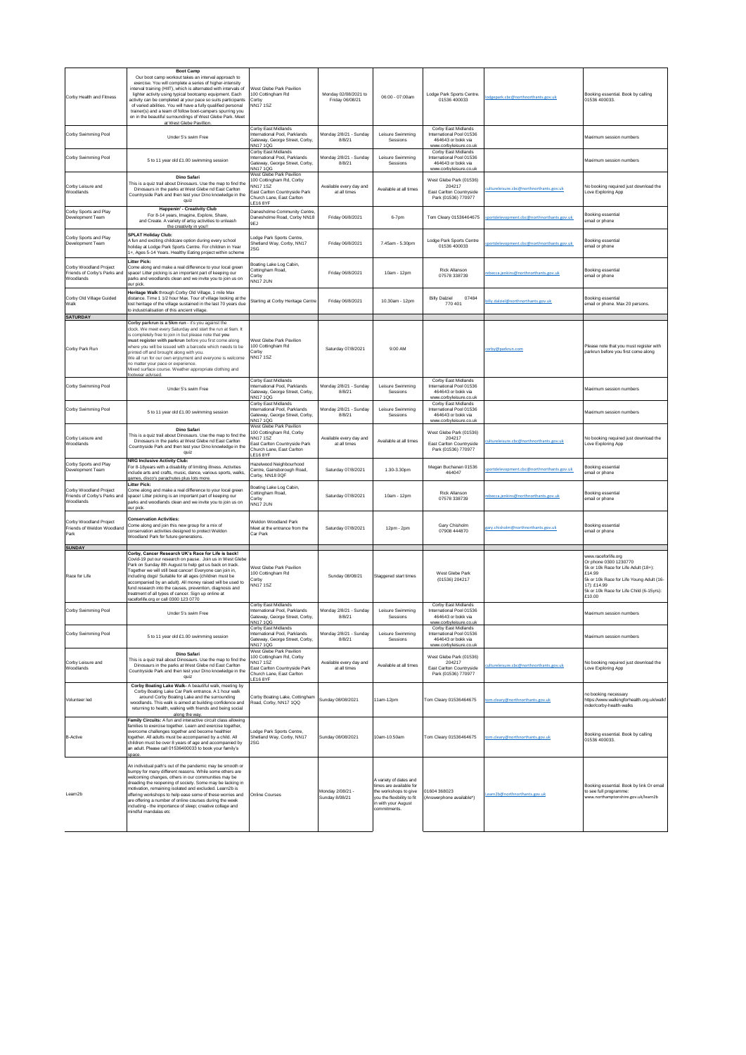| | | | | | | | |
|---|---|---|---|---|---|---|---|
| Corby Health and Fitness | **Boot Camp** Our boot camp workout takes an interval approach to exercise. You will complete a series of higher-intensity interval training (HIIT), which is alternated with intervals of lighter activity using typical bootcamp equipment. Each activity can be completed at your pace so suits participants of varied abilities. You will have a fully qualified personal trainer(s) and a team of follow boot-campers spurring you on in the beautiful surroundings of West Glebe Park. Meet at West Glebe Pavilion. | West Glebe Park Pavilion 100 Cottingham Rd Corby NN17 1SZ | Monday 02/08/2021 to Friday 06/08/21 | 06:00 - 07:00am | Lodge Park Sports Centre. 01536 400033 | lodgepark.cbc@northnorthants.gov.uk | Booking essential. Book by calling 01536 400033. |
| Corby Swimming Pool | Under 5's swim Free | Corby East Midlands International Pool, Parklands Gateway, George Street, Corby, NN17 1QG | Monday 2/8/21 - Sunday 8/8/21 | Leisure Swimming Sessions | Corby East Midlands International Pool 01536 464643 or bokk via www.corbyleisure.co.uk | | Maximum session numbers |
| Corby Swimming Pool | 5 to 11 year old £1.00 swimming session | Corby East Midlands International Pool, Parklands Gateway, George Street, Corby, NN17 1QG | Monday 2/8/21 - Sunday 8/8/21 | Leisure Swimming Sessions | Corby East Midlands International Pool 01536 464643 or bokk via www.corbyleisure.co.uk | | Maximum session numbers |
| Corby Leisure and Woodlands | **Dino Safari** This is a quiz trail about Dinosaurs. Use the map to find the Dinosaurs in the parks at West Glebe nd East Carlton Countryside Park and then test your Dino knowledge in the quiz | West Glebe Park Pavilion 100 Cottingham Rd, Corby NN17 1SZ East Carlton Countryside Park Church Lane, East Carlton LE16 8YF | Available every day and at all times | Available at all times | West Glebe Park (01536) 204217 East Carlton Countryside Park (01536) 770977 | cultureleisure.cbc@northnorthants.gov.uk | No booking required just download the Love Exploring App |
| Corby Sports and Play Development Team | **Happenin' - Creativity Club** For 8-14 years, Imagine, Explore, Share, and Create. A variety of artsy activities to unleash the creativity in you!! | Danesholme Community Centre, Danesholme Road, Corby NN18 9EJ | Friday 06/8/2021 | 6-7pm | Tom Cleary 01536464675 | sportdelevopment.cbc@northnorthants.gov.uk | Booking essential email or phone |
| Corby Sports and Play Development Team | **SPLAT Holiday Club:** A fun and exciting childcare option during every school holiday at Lodge Park Sports Centre. For children in Year 1+, Ages 5-14 Years. Healthy Eating project within scheme | Lodge Park Sports Centre, Shetland Way, Corby, NN17 2SG | Friday 06/8/2021 | 7.45am - 5.30pm | Lodge Park Sports Centre 01536 400033 | sportdelevopment.cbc@northnorthants.gov.uk | Booking essential email or phone |
| Corby Woodland Project Friends of Corby's Parks and Woodlands | **Litter Pick:** Come along and make a real difference to your local green space! Litter picking is an important part of keeping our parks and woodlands clean and we invite you to join us on our pick. | Boating Lake Log Cabin, Cottingham Road, Corby NN17 2UN | Friday 06/8/2021 | 10am - 12pm | Rick Allanson 07578 338739 | rebecca.jenkins@northnorthants.gov.uk | Booking essential email or phone |
| Corby Old Village Guided Walk | **Heritage Walk** through Corby Old Village, 1 mile Max distance. Time 1 1/2 hour Max. Tour of village looking at the lost heritage of the village sustained in the last 70 years due to industrialisation of this ancient village. | Starting at Corby Heritage Centre | Friday 06/8/2021 | 10.30am - 12pm | Billy Dalziel 07484 770 401 | billy.dalziel@northnorthants.gov.uk | Booking essential email or phone. Max 20 persons. |
| **SATURDAY** | | | | | | | |
| Corby Park Run | **Corby parkrun is a 5km run** - it's you against the clock. We meet every Saturday and start the run at 9am. It is completely free to join in but please note that **you must register with parkrun** before you first come along where you will be issued with a barcode which needs to be printed off and brought along with you. We all run for our own enjoyment and everyone is welcome no matter your pace or experience. Mixed surface course. Weather appropriate clothing and footwear advised. | West Glebe Park Pavilion 100 Cottingham Rd Corby NN17 1SZ | Saturday 07/8/2021 | 9:00 AM | | corby@parkrun.com | Please note that you must register with parkrun before you first come along |
| Corby Swimming Pool | Under 5's swim Free | Corby East Midlands International Pool, Parklands Gateway, George Street, Corby, NN17 1QG | Monday 2/8/21 - Sunday 8/8/21 | Leisure Swimming Sessions | Corby East Midlands International Pool 01536 464643 or bokk via www.corbyleisure.co.uk | | Maximum session numbers |
| Corby Swimming Pool | 5 to 11 year old £1.00 swimming session | Corby East Midlands International Pool, Parklands Gateway, George Street, Corby, NN17 1QG | Monday 2/8/21 - Sunday 8/8/21 | Leisure Swimming Sessions | Corby East Midlands International Pool 01536 464643 or bokk via www.corbyleisure.co.uk | | Maximum session numbers |
| Corby Leisure and Woodlands | **Dino Safari** This is a quiz trail about Dinosaurs. Use the map to find the Dinosaurs in the parks at West Glebe nd East Carlton Countryside Park and then test your Dino knowledge in the quiz | West Glebe Park Pavilion 100 Cottingham Rd, Corby NN17 1SZ East Carlton Countryside Park Church Lane, East Carlton LE16 8YF | Available every day and at all times | Available at all times | West Glebe Park (01536) 204217 East Carlton Countryside Park (01536) 770977 | cultureleisure.cbc@northnorthants.gov.uk | No booking required just download the Love Exploring App |
| Corby Sports and Play Development Team | **NRG Inclusive Activity Club:** For 8-18years with a disability of limiting illness. Activities include arts and crafts, music, dance, various sports, walks, games, disco's parachutes plus lots more. | Hazelwood Neighbourhood Centre, Gainsborough Road, Corby, NN18 0QF | Saturday 07/8/2021 | 1:30-3.30pm | Megan Buchanan 01536 464047 | sportdelevopment.cbc@northnorthants.gov.uk | Booking essential email or phone |
| Corby Woodland Project Friends of Corby's Parks and Woodlands | **Litter Pick:** Come along and make a real difference to your local green space! Litter picking is an important part of keeping our parks and woodlands clean and we invite you to join us on our pick. | Boating Lake Log Cabin, Cottingham Road, Corby NN17 2UN | Saturday 07/8/2021 | 10am - 12pm | Rick Allanson 07578 338739 | rebecca.jenkins@northnorthants.gov.uk | Booking essential email or phone |
| Corby Woodland Project Friends of Weldon Woodland Park | **Conservation Activities:** Come along and join this new group for a mix of conservation activities designed to protect Weldon Woodland Park for future generations. | Weldon Woodland Park Meet at the entrance from the Car Park | Saturday 07/8/2021 | 12pm - 2pm | Gary Chisholm 07908 444870 | gary.chisholm@northnorthants.gov.uk | Booking essential email or phone |
| **SUNDAY** | | | | | | | |
| Race for Life | **Corby, Cancer Research UK's Race for Life is back!** Covid-19 put our research on pause. Join us in West Glebe Park on Sunday 8th August to help get us back on track. Together we will still beat cancer! Everyone can join in, including dogs! Suitable for all ages (children must be accompanied by an adult). All money raised will be used to fund research into the causes, prevention, diagnosis and treatment of all types of cancer. Sign up online at raceforlife.org or call 0300 123 0770 | West Glebe Park Pavilion 100 Cottingham Rd Corby NN17 1SZ | Sunday 08/08/21 | Staggered start times | West Glebe Park (01536) 204217 | | www.raceforlife.org Or phone 0300 1230770 5k or 10k Race for Life Adult (18+): £14.99 5k or 10k Race for Life Young Adult (16-17): £14.99 5k or 10k Race for Life Child (6-15yrs): £10.00 |
| Corby Swimming Pool | Under 5's swim Free | Corby East Midlands International Pool, Parklands Gateway, George Street, Corby, NN17 1QG | Monday 2/8/21 - Sunday 8/8/21 | Leisure Swimming Sessions | Corby East Midlands International Pool 01536 464643 or bokk via www.corbyleisure.co.uk | | Maximum session numbers |
| Corby Swimming Pool | 5 to 11 year old £1.00 swimming session | Corby East Midlands International Pool, Parklands Gateway, George Street, Corby, NN17 1QG | Monday 2/8/21 - Sunday 8/8/21 | Leisure Swimming Sessions | Corby East Midlands International Pool 01536 464643 or bokk via www.corbyleisure.co.uk | | Maximum session numbers |
| Corby Leisure and Woodlands | **Dino Safari** This is a quiz trail about Dinosaurs. Use the map to find the Dinosaurs in the parks at West Glebe nd East Carlton Countryside Park and then test your Dino knowledge in the quiz | West Glebe Park Pavilion 100 Cottingham Rd, Corby NN17 1SZ East Carlton Countryside Park Church Lane, East Carlton LE16 8YF | Available every day and at all times | Available at all times | West Glebe Park (01536) 204217 East Carlton Countryside Park (01536) 770977 | cultureleisure.cbc@northnorthants.gov.uk | No booking required just download the Love Exploring App |
| Volunteer led | **Corby Boating Lake Walk**- A beautiful walk, meeting by Corby Boating Lake Car Park entrance. A 1 hour walk around Corby Boating Lake and the surrounding woodlands. This walk is aimed at building confidence and returning to health, walking with friends and being social along the way. | Corby Boating Lake, Cottingham Road, Corby, NN17 1QQ | Sunday 08/08/2021 | 11am-12pm | Tom Cleary 01536464675 | tom.cleary@northnorthants.gov.uk | no booking necessary https://www.walkingforhealth.org.uk/walkfinder/corby-health-walks |
| B-Active | **Family Circuits:** A fun and interactive circuit class allowing families to exercise together. Learn and exercise together, overcome challenges together and become healthier together. All adults must be accompanied by a child. All children must be over 8 years of age and accompanied by an adult. Please call 01536400033 to book your family's space. | Lodge Park Sports Centre, Shetland Way, Corby, NN17 2SG | Sunday 08/08/2021 | 10am-10.50am | Tom Cleary 01536464675 | tom.cleary@northnorthants.gov.uk | Booking essential. Book by calling 01536 400033. |
| Learn2b | An individual path's out of the pandemic may be smooth or bumpy for many different reasons. While some others are welcoming changes, others in our communities may be dreading the reopening of society. Some may be lacking in motivation, remaining isolated and excluded. Learn2b is offering workshops to help ease some of these worries and are offering a number of online courses during the week including - the importance of sleep; creative collage and mindful mandalas etc | Online Courses | Monday 2/08/21 - Sunday 8/08/21 | A variety of dates and times are available for the workshops to give you the flexibility to fit in with your August commitments. | 01604 368023 (Answerphone available*) | Learn2b@northnorthants.gov.uk | Booking essential. Book by link Or email to see full programme: www.northamptonshire.gov.uk/learn2b |